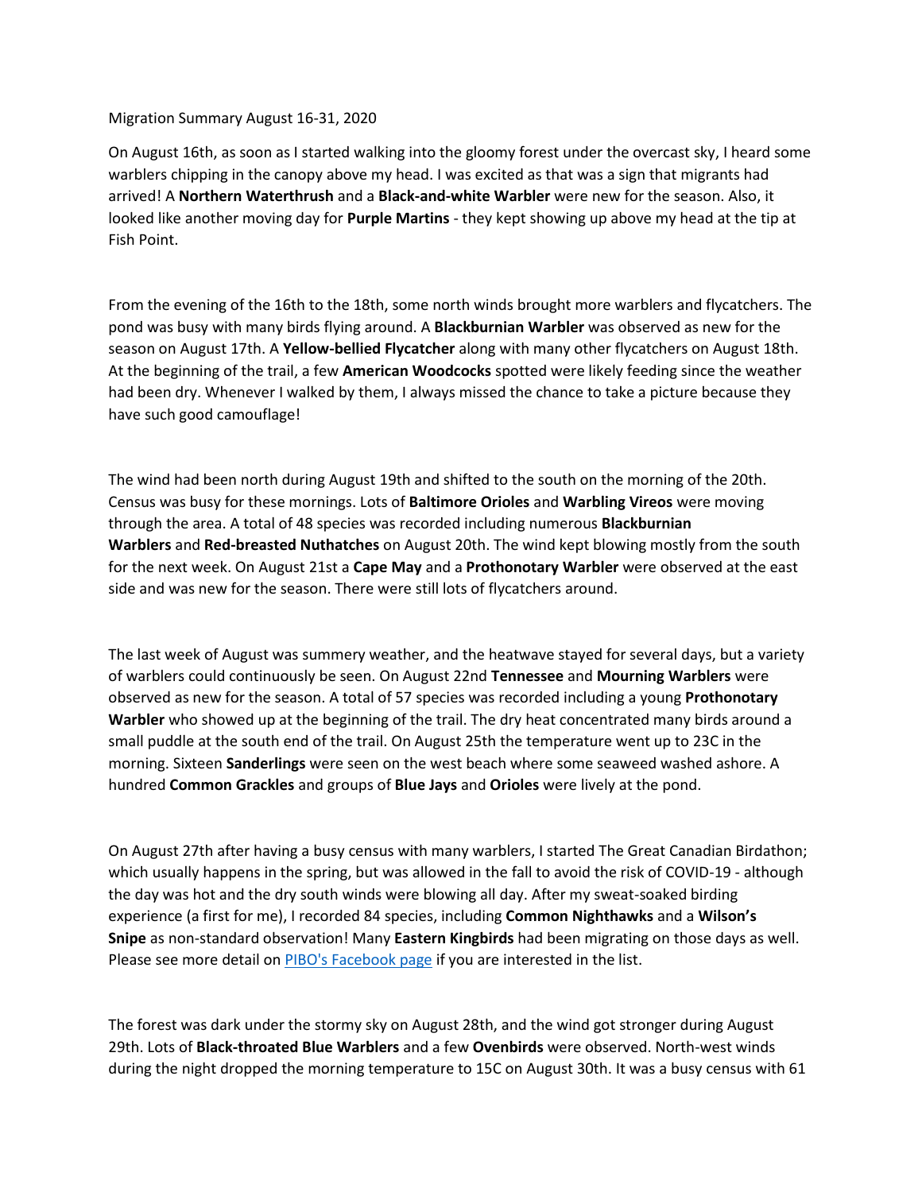Migration Summary August 16-31, 2020

On August 16th, as soon as I started walking into the gloomy forest under the overcast sky, I heard some warblers chipping in the canopy above my head. I was excited as that was a sign that migrants had arrived! A **Northern Waterthrush** and a **Black-and-white Warbler** were new for the season. Also, it looked like another moving day for **Purple Martins** - they kept showing up above my head at the tip at Fish Point.

From the evening of the 16th to the 18th, some north winds brought more warblers and flycatchers. The pond was busy with many birds flying around. A **Blackburnian Warbler** was observed as new for the season on August 17th. A **Yellow-bellied Flycatcher** along with many other flycatchers on August 18th. At the beginning of the trail, a few **American Woodcocks** spotted were likely feeding since the weather had been dry. Whenever I walked by them, I always missed the chance to take a picture because they have such good camouflage!

The wind had been north during August 19th and shifted to the south on the morning of the 20th. Census was busy for these mornings. Lots of **Baltimore Orioles** and **Warbling Vireos** were moving through the area. A total of 48 species was recorded including numerous **Blackburnian Warblers** and **Red-breasted Nuthatches** on August 20th. The wind kept blowing mostly from the south for the next week. On August 21st a **Cape May** and a **Prothonotary Warbler** were observed at the east side and was new for the season. There were still lots of flycatchers around.

The last week of August was summery weather, and the heatwave stayed for several days, but a variety of warblers could continuously be seen. On August 22nd **Tennessee** and **Mourning Warblers** were observed as new for the season. A total of 57 species was recorded including a young **Prothonotary Warbler** who showed up at the beginning of the trail. The dry heat concentrated many birds around a small puddle at the south end of the trail. On August 25th the temperature went up to 23C in the morning. Sixteen **Sanderlings** were seen on the west beach where some seaweed washed ashore. A hundred **Common Grackles** and groups of **Blue Jays** and **Orioles** were lively at the pond.

On August 27th after having a busy census with many warblers, I started The Great Canadian Birdathon; which usually happens in the spring, but was allowed in the fall to avoid the risk of COVID-19 - although the day was hot and the dry south winds were blowing all day. After my sweat-soaked birding experience (a first for me), I recorded 84 species, including **Common Nighthawks** and a **Wilson's Snipe** as non-standard observation! Many **Eastern Kingbirds** had been migrating on those days as well. Please see more detail on [PIBO's Facebook page] if you are interested in the list.

The forest was dark under the stormy sky on August 28th, and the wind got stronger during August 29th. Lots of **Black-throated Blue Warblers** and a few **Ovenbirds** were observed. North-west winds during the night dropped the morning temperature to 15C on August 30th. It was a busy census with 61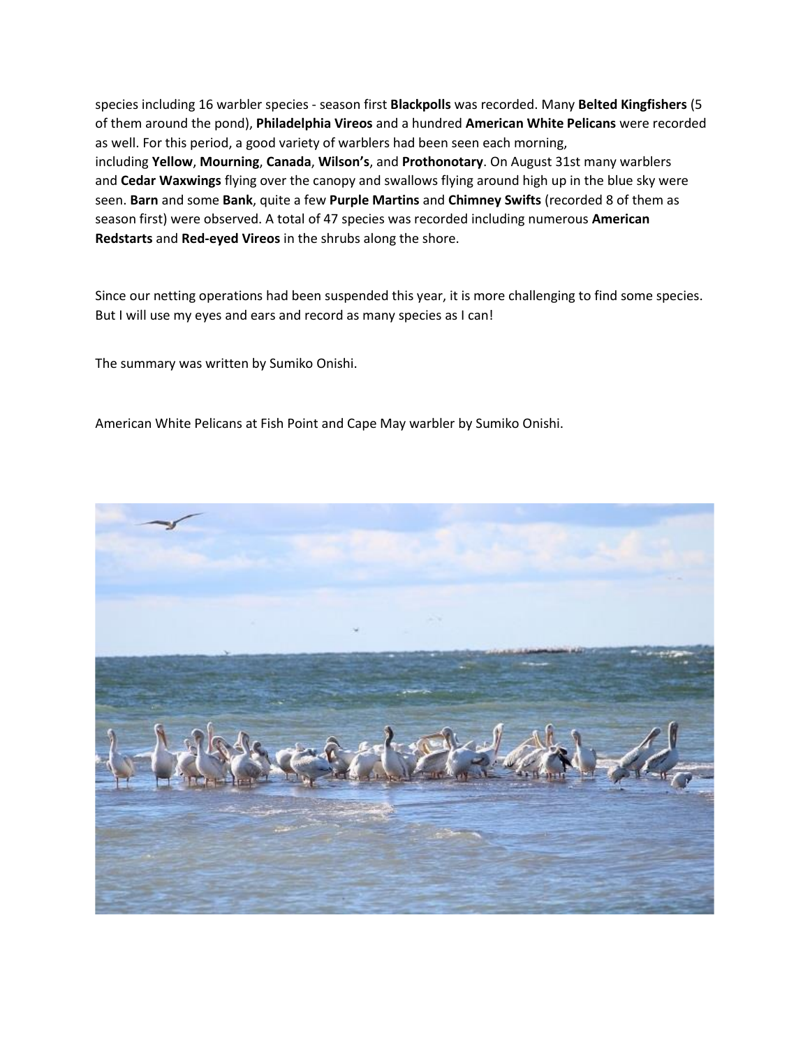species including 16 warbler species - season first **Blackpolls** was recorded. Many **Belted Kingfishers** (5 of them around the pond), **Philadelphia Vireos** and a hundred **American White Pelicans** were recorded as well. For this period, a good variety of warblers had been seen each morning, including **Yellow**, **Mourning**, **Canada**, **Wilson's**, and **Prothonotary**. On August 31st many warblers and **Cedar Waxwings** flying over the canopy and swallows flying around high up in the blue sky were seen. **Barn** and some **Bank**, quite a few **Purple Martins** and **Chimney Swifts** (recorded 8 of them as season first) were observed. A total of 47 species was recorded including numerous **American Redstarts** and **Red-eyed Vireos** in the shrubs along the shore.

Since our netting operations had been suspended this year, it is more challenging to find some species. But I will use my eyes and ears and record as many species as I can!

The summary was written by Sumiko Onishi.

American White Pelicans at Fish Point and Cape May warbler by Sumiko Onishi.